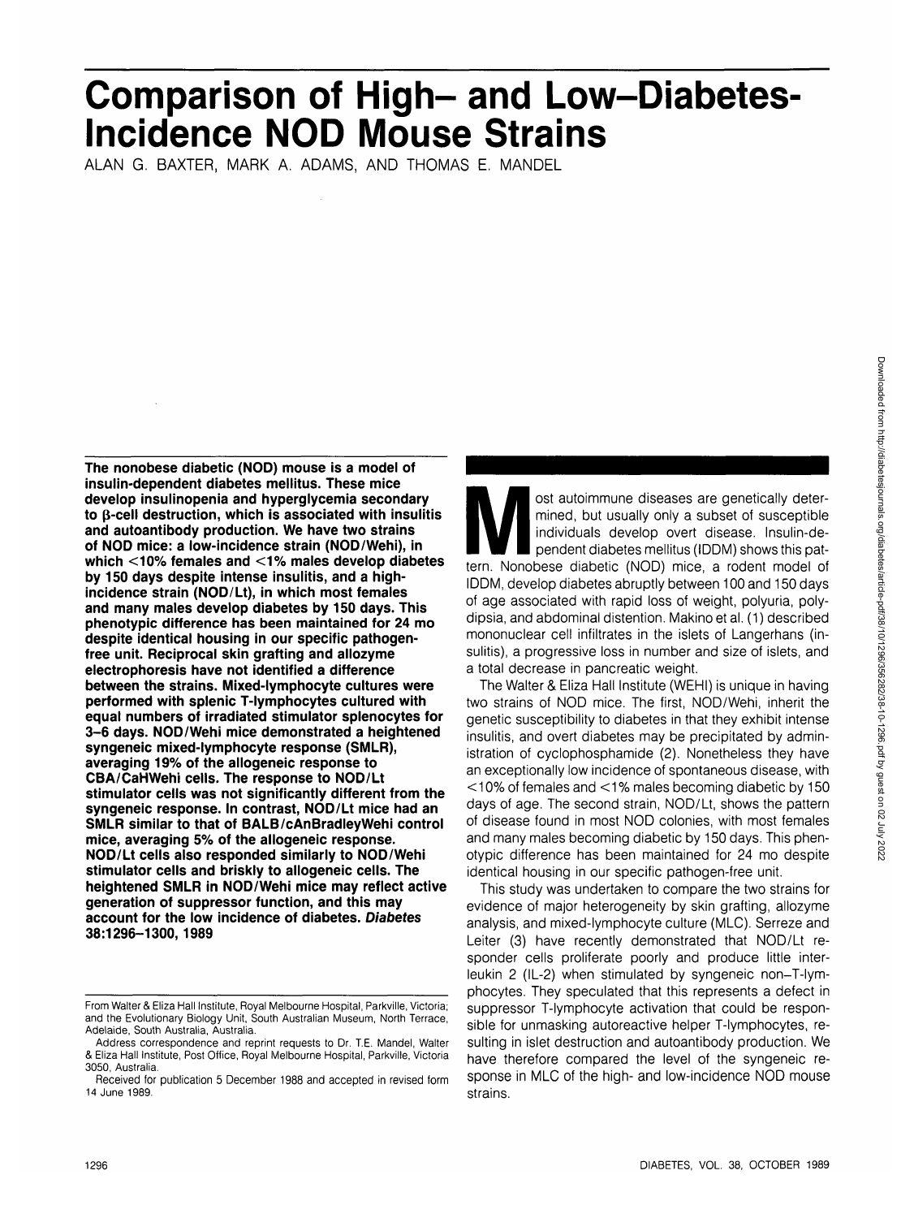# Comparison of High- and Low-Diabetes-Incidence NOD Mouse Strains

ALAN G. BAXTER, MARK A. ADAMS, AND THOMAS E. MANDEL

**The nonobese diabetic (NOD) mouse is a model of insulin-dependent diabetes mellitus. These mice develop insulinopenia and hyperglycemia secondary to β-cell destruction, which is associated with insulitis and autoantibody production. We have two strains of NOD mice: a low-incidence strain (NOD/Wehi), in which <10% females and <1% males develop diabetes by 150 days despite intense insulitis, and a high-incidence strain (NOD/Lt), in which most females and many males develop diabetes by 150 days. This phenotypic difference has been maintained for 24 mo despite identical housing in our specific pathogen-free unit. Reciprocal skin grafting and allozyme electrophoresis have not identified a difference between the strains. Mixed-lymphocyte cultures were performed with splenic T-lymphocytes cultured with equal numbers of irradiated stimulator splenocytes for 3–6 days. NOD/Wehi mice demonstrated a heightened syngeneic mixed-lymphocyte response (SMLR), averaging 19% of the allogeneic response to CBA/CaHWehi cells. The response to NOD/Lt stimulator cells was not significantly different from the syngeneic response. In contrast, NOD/Lt mice had an SMLR similar to that of BALB/cAnBradleyWehi control mice, averaging 5% of the allogeneic response. NOD/Lt cells also responded similarly to NOD/Wehi stimulator cells and briskly to allogeneic cells. The heightened SMLR in NOD/Wehi mice may reflect active generation of suppressor function, and this may account for the low incidence of diabetes. *Diabetes* 38:1296–1300, 1989**

Most autoimmune diseases are genetically determined, but usually only a subset of susceptible individuals develop overt disease. Insulin-dependent diabetes mellitus (IDDM) shows this pattern. Nonobese diabetic (NOD) mice, a rodent model of IDDM, develop diabetes abruptly between 100 and 150 days of age associated with rapid loss of weight, polyuria, polydipsia, and abdominal distention. Makino et al. (1) described mononuclear cell infiltrates in the islets of Langerhans (insulitis), a progressive loss in number and size of islets, and a total decrease in pancreatic weight.

The Walter & Eliza Hall Institute (WEHI) is unique in having two strains of NOD mice. The first, NOD/Wehi, inherit the genetic susceptibility to diabetes in that they exhibit intense insulitis, and overt diabetes may be precipitated by administration of cyclophosphamide (2). Nonetheless they have an exceptionally low incidence of spontaneous disease, with <10% of females and <1% males becoming diabetic by 150 days of age. The second strain, NOD/Lt, shows the pattern of disease found in most NOD colonies, with most females and many males becoming diabetic by 150 days. This phenotypic difference has been maintained for 24 mo despite identical housing in our specific pathogen-free unit.

This study was undertaken to compare the two strains for evidence of major heterogeneity by skin grafting, allozyme analysis, and mixed-lymphocyte culture (MLC). Serreze and Leiter (3) have recently demonstrated that NOD/Lt responder cells proliferate poorly and produce little interleukin 2 (IL-2) when stimulated by syngeneic non–T-lymphocytes. They speculated that this represents a defect in suppressor T-lymphocyte activation that could be responsible for unmasking autoreactive helper T-lymphocytes, resulting in islet destruction and autoantibody production. We have therefore compared the level of the syngeneic response in MLC of the high- and low-incidence NOD mouse strains.

From Walter & Eliza Hall Institute, Royal Melbourne Hospital, Parkville, Victoria; and the Evolutionary Biology Unit, South Australian Museum, North Terrace, Adelaide, South Australia, Australia.

Address correspondence and reprint requests to Dr. T.E. Mandel, Walter & Eliza Hall Institute, Post Office, Royal Melbourne Hospital, Parkville, Victoria 3050, Australia.

Received for publication 5 December 1988 and accepted in revised form 14 June 1989.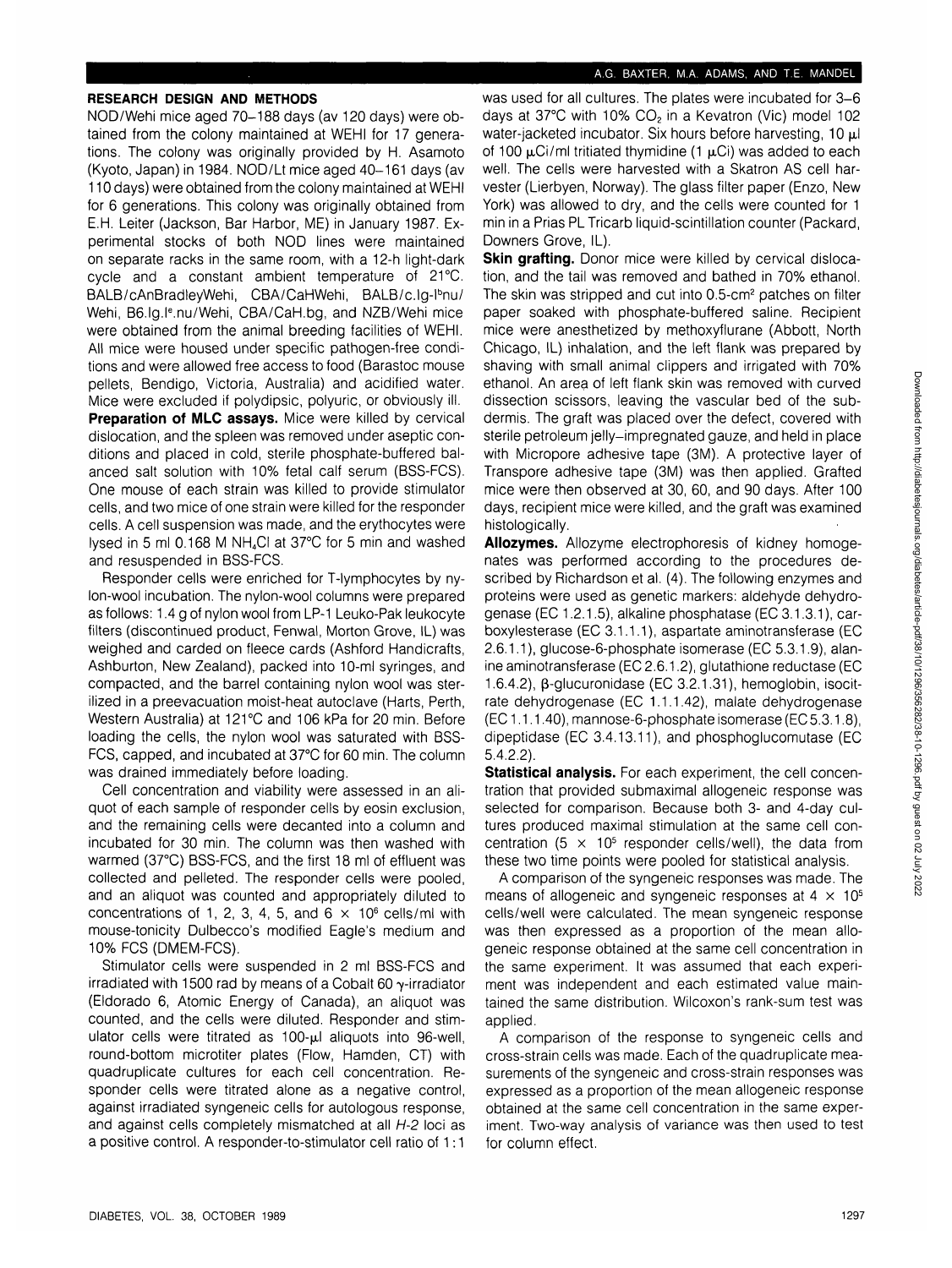## RESEARCH DESIGN AND METHODS

NOD/Wehi mice aged 70–188 days (av 120 days) were obtained from the colony maintained at WEHI for 17 generations. The colony was originally provided by H. Asamoto (Kyoto, Japan) in 1984. NOD/Lt mice aged 40–161 days (av 110 days) were obtained from the colony maintained at WEHI for 6 generations. This colony was originally obtained from E.H. Leiter (Jackson, Bar Harbor, ME) in January 1987. Experimental stocks of both NOD lines were maintained on separate racks in the same room, with a 12-h light-dark cycle and a constant ambient temperature of 21°C. BALB/cAnBradleyWehi, CBA/CaHWehi, BALB/c.Ig-I$^b$nu/Wehi, B6.Ig.I$^e$.nu/Wehi, CBA/CaH.bg, and NZB/Wehi mice were obtained from the animal breeding facilities of WEHI. All mice were housed under specific pathogen-free conditions and were allowed free access to food (Barastoc mouse pellets, Bendigo, Victoria, Australia) and acidified water. Mice were excluded if polydipsic, polyuric, or obviously ill.

**Preparation of MLC assays.** Mice were killed by cervical dislocation, and the spleen was removed under aseptic conditions and placed in cold, sterile phosphate-buffered balanced salt solution with 10% fetal calf serum (BSS-FCS). One mouse of each strain was killed to provide stimulator cells, and two mice of one strain were killed for the responder cells. A cell suspension was made, and the erythrocytes were lysed in 5 ml 0.168 M $NH_4Cl$ at 37°C for 5 min and washed and resuspended in BSS-FCS.

Responder cells were enriched for T-lymphocytes by nylon-wool incubation. The nylon-wool columns were prepared as follows: 1.4 g of nylon wool from LP-1 Leuko-Pak leukocyte filters (discontinued product, Fenwal, Morton Grove, IL) was weighed and carded on fleece cards (Ashford Handicrafts, Ashburton, New Zealand), packed into 10-ml syringes, and compacted, and the barrel containing nylon wool was sterilized in a preevacuation moist-heat autoclave (Harts, Perth, Western Australia) at 121°C and 106 kPa for 20 min. Before loading the cells, the nylon wool was saturated with BSS-FCS, capped, and incubated at 37°C for 60 min. The column was drained immediately before loading.

Cell concentration and viability were assessed in an aliquot of each sample of responder cells by eosin exclusion, and the remaining cells were decanted into a column and incubated for 30 min. The column was then washed with warmed (37°C) BSS-FCS, and the first 18 ml of effluent was collected and pelleted. The responder cells were pooled, and an aliquot was counted and appropriately diluted to concentrations of 1, 2, 3, 4, 5, and $6 \times 10^6$ cells/ml with mouse-tonicity Dulbecco's modified Eagle's medium and 10% FCS (DMEM-FCS).

Stimulator cells were suspended in 2 ml BSS-FCS and irradiated with 1500 rad by means of a Cobalt 60 γ-irradiator (Eldorado 6, Atomic Energy of Canada), an aliquot was counted, and the cells were diluted. Responder and stimulator cells were titrated as 100-μl aliquots into 96-well, round-bottom microtiter plates (Flow, Hamden, CT) with quadruplicate cultures for each cell concentration. Responder cells were titrated alone as a negative control, against irradiated syngeneic cells for autologous response, and against cells completely mismatched at all *H-2* loci as a positive control. A responder-to-stimulator cell ratio of 1:1 was used for all cultures. The plates were incubated for 3–6 days at 37°C with 10% $CO_2$ in a Kevatron (Vic) model 102 water-jacketed incubator. Six hours before harvesting, 10 μl of 100 μCi/ml tritiated thymidine (1 μCi) was added to each well. The cells were harvested with a Skatron AS cell harvester (Lierbyen, Norway). The glass filter paper (Enzo, New York) was allowed to dry, and the cells were counted for 1 min in a Prias PL Tricarb liquid-scintillation counter (Packard, Downers Grove, IL).

**Skin grafting.** Donor mice were killed by cervical dislocation, and the tail was removed and bathed in 70% ethanol. The skin was stripped and cut into 0.5-cm² patches on filter paper soaked with phosphate-buffered saline. Recipient mice were anesthetized by methoxyflurane (Abbott, North Chicago, IL) inhalation, and the left flank was prepared by shaving with small animal clippers and irrigated with 70% ethanol. An area of left flank skin was removed with curved dissection scissors, leaving the vascular bed of the subdermis. The graft was placed over the defect, covered with sterile petroleum jelly–impregnated gauze, and held in place with Micropore adhesive tape (3M). A protective layer of Transpore adhesive tape (3M) was then applied. Grafted mice were then observed at 30, 60, and 90 days. After 100 days, recipient mice were killed, and the graft was examined histologically.

**Allozymes.** Allozyme electrophoresis of kidney homogenates was performed according to the procedures described by Richardson et al. (4). The following enzymes and proteins were used as genetic markers: aldehyde dehydrogenase (EC 1.2.1.5), alkaline phosphatase (EC 3.1.3.1), carboxylesterase (EC 3.1.1.1), aspartate aminotransferase (EC 2.6.1.1), glucose-6-phosphate isomerase (EC 5.3.1.9), alanine aminotransferase (EC 2.6.1.2), glutathione reductase (EC 1.6.4.2), β-glucuronidase (EC 3.2.1.31), hemoglobin, isocitrate dehydrogenase (EC 1.1.1.42), malate dehydrogenase (EC 1.1.1.40), mannose-6-phosphate isomerase (EC 5.3.1.8), dipeptidase (EC 3.4.13.11), and phosphoglucomutase (EC 5.4.2.2).

**Statistical analysis.** For each experiment, the cell concentration that provided submaximal allogeneic response was selected for comparison. Because both 3- and 4-day cultures produced maximal stimulation at the same cell concentration ($5 \times 10^5$ responder cells/well), the data from these two time points were pooled for statistical analysis.

A comparison of the syngeneic responses was made. The means of allogeneic and syngeneic responses at $4 \times 10^5$ cells/well were calculated. The mean syngeneic response was then expressed as a proportion of the mean allogeneic response obtained at the same cell concentration in the same experiment. It was assumed that each experiment was independent and each estimated value maintained the same distribution. Wilcoxon's rank-sum test was applied.

A comparison of the response to syngeneic cells and cross-strain cells was made. Each of the quadruplicate measurements of the syngeneic and cross-strain responses was expressed as a proportion of the mean allogeneic response obtained at the same cell concentration in the same experiment. Two-way analysis of variance was then used to test for column effect.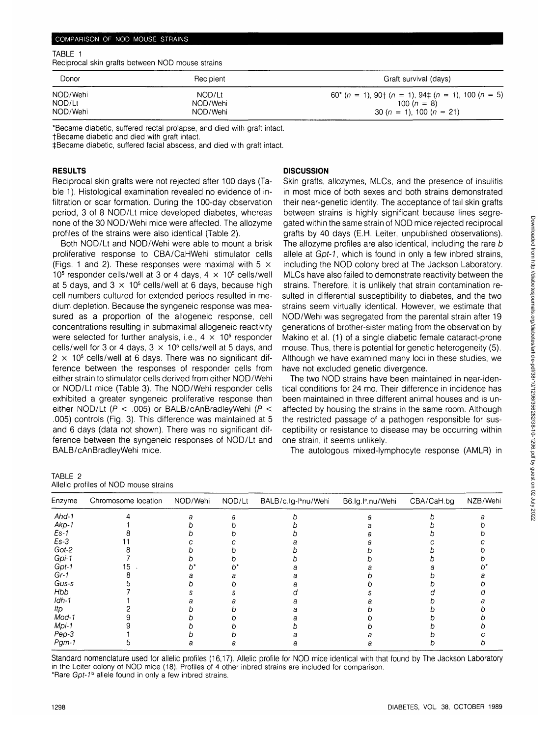TABLE 1
Reciprocal skin grafts between NOD mouse strains

| Donor | Recipient | Graft survival (days) |
|---|---|---|
| NOD/Wehi | NOD/Lt | 60* ($n$ = 1), 90† ($n$ = 1), 94‡ ($n$ = 1), 100 ($n$ = 5) |
| NOD/Lt | NOD/Wehi | 100 ($n$ = 8) |
| NOD/Wehi | NOD/Wehi | 30 ($n$ = 1), 100 ($n$ = 21) |

*Became diabetic, suffered rectal prolapse, and died with graft intact.
†Became diabetic and died with graft intact.
‡Became diabetic, suffered facial abscess, and died with graft intact.

## RESULTS

Reciprocal skin grafts were not rejected after 100 days (Table 1). Histological examination revealed no evidence of infiltration or scar formation. During the 100-day observation period, 3 of 8 NOD/Lt mice developed diabetes, whereas none of the 30 NOD/Wehi mice were affected. The allozyme profiles of the strains were also identical (Table 2).

Both NOD/Lt and NOD/Wehi were able to mount a brisk proliferative response to CBA/CaHWehi stimulator cells (Figs. 1 and 2). These responses were maximal with $5 \times 10^5$ responder cells/well at 3 or 4 days, $4 \times 10^5$ cells/well at 5 days, and $3 \times 10^5$ cells/well at 6 days, because high cell numbers cultured for extended periods resulted in medium depletion. Because the syngeneic response was measured as a proportion of the allogeneic response, cell concentrations resulting in submaximal allogeneic reactivity were selected for further analysis, i.e., $4 \times 10^5$ responder cells/well for 3 or 4 days, $3 \times 10^5$ cells/well at 5 days, and $2 \times 10^5$ cells/well at 6 days. There was no significant difference between the responses of responder cells from either strain to stimulator cells derived from either NOD/Wehi or NOD/Lt mice (Table 3). The NOD/Wehi responder cells exhibited a greater syngeneic proliferative response than either NOD/Lt ($P < .005$) or BALB/cAnBradleyWehi ($P < .005$) controls (Fig. 3). This difference was maintained at 5 and 6 days (data not shown). There was no significant difference between the syngeneic responses of NOD/Lt and BALB/cAnBradleyWehi mice.

## DISCUSSION

Skin grafts, allozymes, MLCs, and the presence of insulitis in most mice of both sexes and both strains demonstrated their near-genetic identity. The acceptance of tail skin grafts between strains is highly significant because lines segregated within the same strain of NOD mice rejected reciprocal grafts by 40 days (E.H. Leiter, unpublished observations). The allozyme profiles are also identical, including the rare *b* allele at *Gpt-1*, which is found in only a few inbred strains, including the NOD colony bred at The Jackson Laboratory. MLCs have also failed to demonstrate reactivity between the strains. Therefore, it is unlikely that strain contamination resulted in differential susceptibility to diabetes, and the two strains seem virtually identical. However, we estimate that NOD/Wehi was segregated from the parental strain after 19 generations of brother-sister mating from the observation by Makino et al. (1) of a single diabetic female cataract-prone mouse. Thus, there is potential for genetic heterogeneity (5). Although we have examined many loci in these studies, we have not excluded genetic divergence.

The two NOD strains have been maintained in near-identical conditions for 24 mo. Their difference in incidence has been maintained in three different animal houses and is unaffected by housing the strains in the same room. Although the restricted passage of a pathogen responsible for susceptibility or resistance to disease may be occurring within one strain, it seems unlikely.

The autologous mixed-lymphocyte response (AMLR) in

TABLE 2
Allelic profiles of NOD mouse strains

| Enzyme | Chromosome location | NOD/Wehi | NOD/Lt | BALB/c.Ig-I$^b$nu/Wehi | B6.Ig.I$^e$.nu/Wehi | CBA/CaH.bg | NZB/Wehi |
|---|---|---|---|---|---|---|---|
| *Ahd-1* | 4 | *a* | *a* | *b* | *a* | *b* | *a* |
| *Akp-1* | 1 | *b* | *b* | *b* | *a* | *b* | *b* |
| *Es-1* | 8 | *b* | *b* | *b* | *a* | *b* | *b* |
| *Es-3* | 11 | *c* | *c* | *a* | *a* | *c* | *c* |
| *Got-2* | 8 | *b* | *b* | *b* | *b* | *b* | *b* |
| *Gpi-1* | 7 | *b* | *b* | *b* | *b* | *b* | *b* |
| *Gpt-1* | 15 | *b** | *b** | *a* | *a* | *a* | *b** |
| *Gr-1* | 8 | *a* | *a* | *a* | *b* | *b* | *a* |
| *Gus-s* | 5 | *b* | *b* | *a* | *b* | *b* | *b* |
| *Hbb* | 7 | *s* | *s* | *d* | *s* | *d* | *d* |
| *Idh-1* | 1 | *a* | *a* | *a* | *a* | *b* | *a* |
| *Itp* | 2 | *b* | *b* | *a* | *b* | *b* | *b* |
| *Mod-1* | 9 | *b* | *b* | *a* | *b* | *b* | *b* |
| *Mpi-1* | 9 | *b* | *b* | *b* | *b* | *b* | *b* |
| *Pep-3* | 1 | *b* | *b* | *a* | *a* | *b* | *c* |
| *Pgm-1* | 5 | *a* | *a* | *a* | *a* | *b* | *b* |

Standard nomenclature used for allelic profiles (16,17). Allelic profile for NOD mice identical with that found by The Jackson Laboratory in the Leiter colony of NOD mice (18). Profiles of 4 other inbred strains are included for comparison.
*Rare *Gpt-1*$^b$ allele found in only a few inbred strains.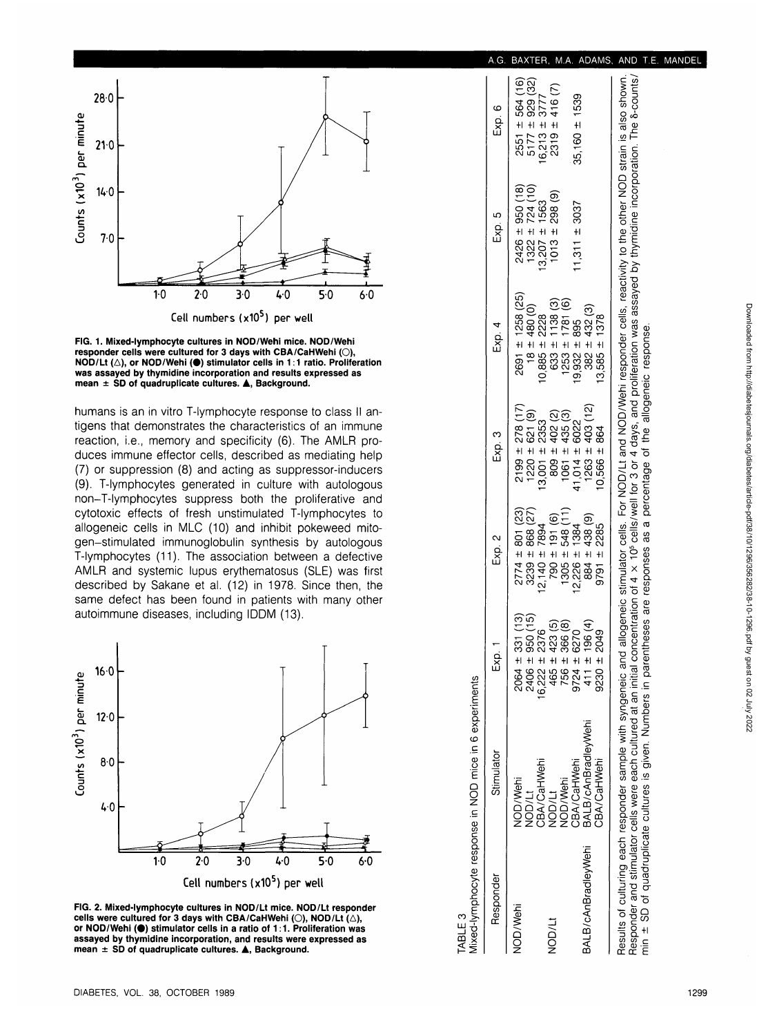FIG. 1. Mixed-lymphocyte cultures in NOD/Wehi mice. NOD/Wehi responder cells were cultured for 3 days with CBA/CaHWehi (○), NOD/Lt (△), or NOD/Wehi (●) stimulator cells in 1:1 ratio. Proliferation was assayed by thymidine incorporation and results expressed as mean ± SD of quadruplicate cultures. ▲, Background.

humans is an in vitro T-lymphocyte response to class II antigens that demonstrates the characteristics of an immune reaction, i.e., memory and specificity (6). The AMLR produces immune effector cells, described as mediating help (7) or suppression (8) and acting as suppressor-inducers (9). T-lymphocytes generated in culture with autologous non–T-lymphocytes suppress both the proliferative and cytotoxic effects of fresh unstimulated T-lymphocytes to allogeneic cells in MLC (10) and inhibit pokeweed mitogen–stimulated immunoglobulin synthesis by autologous T-lymphocytes (11). The association between a defective AMLR and systemic lupus erythematosus (SLE) was first described by Sakane et al. (12) in 1978. Since then, the same defect has been found in patients with many other autoimmune diseases, including IDDM (13).

FIG. 2. Mixed-lymphocyte cultures in NOD/Lt mice. NOD/Lt responder cells were cultured for 3 days with CBA/CaHWehi (○), NOD/Lt (△), or NOD/Wehi (●) stimulator cells in a ratio of 1:1. Proliferation was assayed by thymidine incorporation, and results were expressed as mean ± SD of quadruplicate cultures. ▲, Background.

TABLE 3
Mixed-lymphocyte response in NOD mice in 6 experiments

| Responder | Stimulator | Exp. 1 | Exp. 2 | Exp. 3 | Exp. 4 | Exp. 5 | Exp. 6 |
|---|---|---|---|---|---|---|---|
| NOD/Wehi | NOD/Wehi | 2064 ± 331 (13) | 2774 ± 801 (23) | 2199 ± 278 (17) | 2691 ± 1258 (25) | 2426 ± 950 (18) | 2551 ± 564 (16) |
| | NOD/Lt | 2406 ± 950 (15) | 3239 ± 868 (27) | 1220 ± 621 (9) | 18 ± 480 (0) | 1322 ± 724 (10) | 5177 ± 929 (32) |
| | CBA/CaHWehi | 16,222 ± 2376 | 12,140 ± 7894 | 13,001 ± 2353 | 10,885 ± 2228 | 13,207 ± 1563 | 16,213 ± 3777 |
| NOD/Lt | NOD/Lt | 465 ± 423 (5) | 790 ± 191 (6) | 809 ± 402 (2) | 633 ± 1138 (3) | 1013 ± 298 (9) | 2319 ± 416 (7) |
| | NOD/Wehi | 756 ± 366 (8) | 1305 ± 548 (11) | 1061 ± 435 (3) | 1253 ± 1781 (6) | | |
| | CBA/CaHWehi | 9724 ± 6270 | 12,226 ± 1384 | 41,014 ± 6022 | 19,932 ± 895 | 11,311 ± 3037 | 35,160 ± 1539 |
| BALB/cAnBradleyWehi | BALB/cAnBradleyWehi | 411 ± 196 (4) | 884 ± 438 (9) | 1263 ± 403 (12) | 382 ± 432 (3) | | |
| | CBA/CaHWehi | 9230 ± 2049 | 9791 ± 2285 | 10,566 ± 864 | 13,585 ± 1378 | | |

Results of culturing each responder sample with syngeneic and allogeneic stimulator cells. For NOD/Lt and NOD/Wehi responder cells, reactivity to the other NOD strain is also shown. Responder and stimulator cells were each cultured at an initial concentration of $4 \times 10^5$ cells/well for 3 or 4 days, and proliferation was assayed by thymidine incorporation. The δ-counts/min ± SD of quadruplicate cultures is given. Numbers in parentheses are responses as a percentage of the allogeneic response.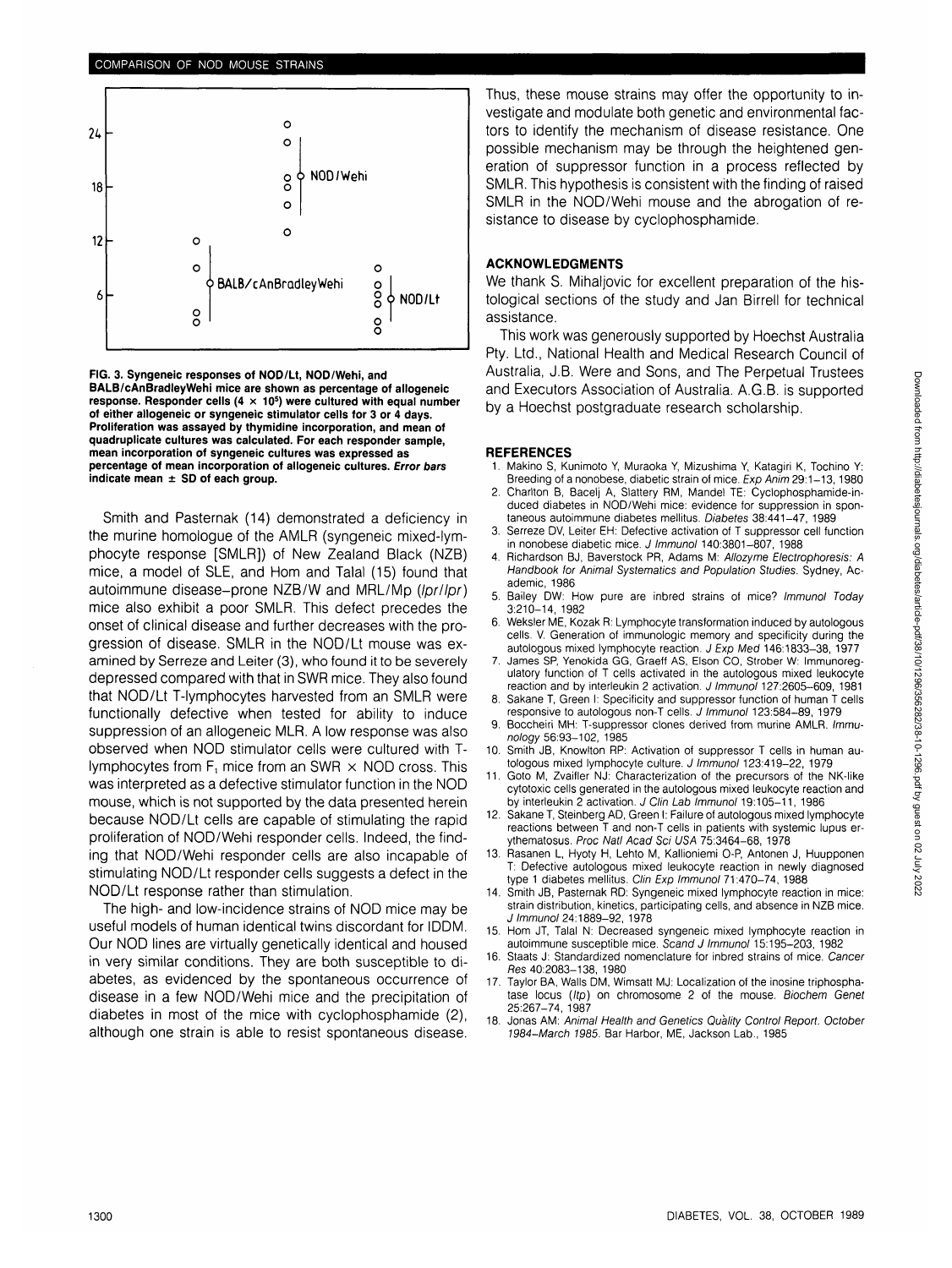24

18

12

6

NOD/Wehi

BALB/cAnBradleyWehi

NOD/Lt

**FIG. 3. Syngeneic responses of NOD/Lt, NOD/Wehi, and BALB/cAnBradleyWehi mice are shown as percentage of allogeneic response. Responder cells ($4 \times 10^5$) were cultured with equal number of either allogeneic or syngeneic stimulator cells for 3 or 4 days. Proliferation was assayed by thymidine incorporation, and mean of quadruplicate cultures was calculated. For each responder sample, mean incorporation of syngeneic cultures was expressed as percentage of mean incorporation of allogeneic cultures. *Error bars* indicate mean ± SD of each group.**

Smith and Pasternak (14) demonstrated a deficiency in the murine homologue of the AMLR (syngeneic mixed-lymphocyte response [SMLR]) of New Zealand Black (NZB) mice, a model of SLE, and Hom and Talal (15) found that autoimmune disease–prone NZB/W and MRL/Mp (*lpr/lpr*) mice also exhibit a poor SMLR. This defect precedes the onset of clinical disease and further decreases with the progression of disease. SMLR in the NOD/Lt mouse was examined by Serreze and Leiter (3), who found it to be severely depressed compared with that in SWR mice. They also found that NOD/Lt T-lymphocytes harvested from an SMLR were functionally defective when tested for ability to induce suppression of an allogeneic MLR. A low response was also observed when NOD stimulator cells were cultured with T-lymphocytes from $F_1$ mice from an SWR × NOD cross. This was interpreted as a defective stimulator function in the NOD mouse, which is not supported by the data presented herein because NOD/Lt cells are capable of stimulating the rapid proliferation of NOD/Wehi responder cells. Indeed, the finding that NOD/Wehi responder cells are also incapable of stimulating NOD/Lt responder cells suggests a defect in the NOD/Lt response rather than stimulation.

The high- and low-incidence strains of NOD mice may be useful models of human identical twins discordant for IDDM. Our NOD lines are virtually genetically identical and housed in very similar conditions. They are both susceptible to diabetes, as evidenced by the spontaneous occurrence of disease in a few NOD/Wehi mice and the precipitation of diabetes in most of the mice with cyclophosphamide (2), although one strain is able to resist spontaneous disease. Thus, these mouse strains may offer the opportunity to investigate and modulate both genetic and environmental factors to identify the mechanism of disease resistance. One possible mechanism may be through the heightened generation of suppressor function in a process reflected by SMLR. This hypothesis is consistent with the finding of raised SMLR in the NOD/Wehi mouse and the abrogation of resistance to disease by cyclophosphamide.

## ACKNOWLEDGMENTS

We thank S. Mihaljovic for excellent preparation of the histological sections of the study and Jan Birrell for technical assistance.

This work was generously supported by Hoechst Australia Pty. Ltd., National Health and Medical Research Council of Australia, J.B. Were and Sons, and The Perpetual Trustees and Executors Association of Australia. A.G.B. is supported by a Hoechst postgraduate research scholarship.

## REFERENCES

1. Makino S, Kunimoto Y, Muraoka Y, Mizushima Y, Katagiri K, Tochino Y: Breeding of a nonobese, diabetic strain of mice. *Exp Anim* 29:1–13, 1980
2. Charlton B, Bacelj A, Slattery RM, Mandel TE: Cyclophosphamide-induced diabetes in NOD/Wehi mice: evidence for suppression in spontaneous autoimmune diabetes mellitus. *Diabetes* 38:441–47, 1989
3. Serreze DV, Leiter EH: Defective activation of T suppressor cell function in nonobese diabetic mice. *J Immunol* 140:3801–807, 1988
4. Richardson BJ, Baverstock PR, Adams M: *Allozyme Electrophoresis: A Handbook for Animal Systematics and Population Studies*. Sydney, Academic, 1986
5. Bailey DW: How pure are inbred strains of mice? *Immunol Today* 3:210–14, 1982
6. Weksler ME, Kozak R: Lymphocyte transformation induced by autologous cells. V. Generation of immunologic memory and specificity during the autologous mixed lymphocyte reaction. *J Exp Med* 146:1833–38, 1977
7. James SP, Yenokida GG, Graeff AS, Elson CO, Strober W: Immunoregulatory function of T cells activated in the autologous mixed leukocyte reaction and by interleukin 2 activation. *J Immunol* 127:2605–609, 1981
8. Sakane T, Green I: Specificity and suppressor function of human T cells responsive to autologous non-T cells. *J Immunol* 123:584–89, 1979
9. Boccheiri MH: T-suppressor clones derived from murine AMLR. *Immunology* 56:93–102, 1985
10. Smith JB, Knowlton RP: Activation of suppressor T cells in human autologous mixed lymphocyte culture. *J Immunol* 123:419–22, 1979
11. Goto M, Zvaifler NJ: Characterization of the precursors of the NK-like cytotoxic cells generated in the autologous mixed leukocyte reaction and by interleukin 2 activation. *J Clin Lab Immunol* 19:105–11, 1986
12. Sakane T, Steinberg AD, Green I: Failure of autologous mixed lymphocyte reactions between T and non-T cells in patients with systemic lupus erythematosus. *Proc Natl Acad Sci USA* 75:3464–68, 1978
13. Rasanen L, Hyoty H, Lehto M, Kallioniemi O-P, Antonen J, Huupponen T: Defective autologous mixed leukocyte reaction in newly diagnosed type 1 diabetes mellitus. *Clin Exp Immunol* 71:470–74, 1988
14. Smith JB, Pasternak RD: Syngeneic mixed lymphocyte reaction in mice: strain distribution, kinetics, participating cells, and absence in NZB mice. *J Immunol* 24:1889–92, 1978
15. Hom JT, Talal N: Decreased syngeneic mixed lymphocyte reaction in autoimmune susceptible mice. *Scand J Immunol* 15:195–203, 1982
16. Staats J: Standardized nomenclature for inbred strains of mice. *Cancer Res* 40:2083–138, 1980
17. Taylor BA, Walls DM, Wimsatt MJ: Localization of the inosine triphosphatase locus (*Itp*) on chromosome 2 of the mouse. *Biochem Genet* 25:267–74, 1987
18. Jonas AM: *Animal Health and Genetics Quality Control Report. October 1984–March 1985*. Bar Harbor, ME, Jackson Lab., 1985